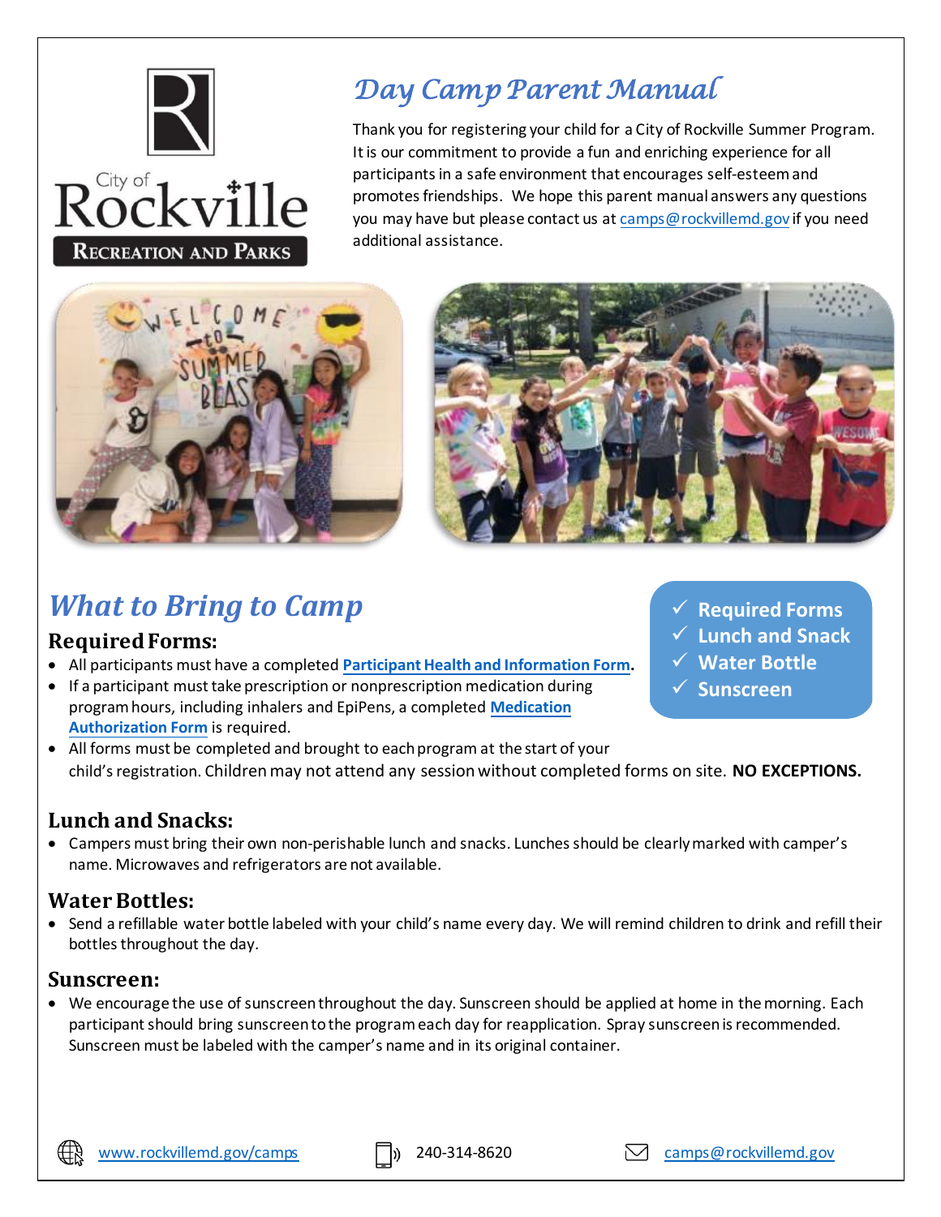City of Rockville
RECREATION AND PARKS

# Day Camp Parent Manual

Thank you for registering your child for a City of Rockville Summer Program. It is our commitment to provide a fun and enriching experience for all participants in a safe environment that encourages self-esteem and promotes friendships. We hope this parent manual answers any questions you may have but please contact us at camps@rockvillemd.gov if you need additional assistance.

## What to Bring to Camp

- ✓ Required Forms
- ✓ Lunch and Snack
- ✓ Water Bottle
- ✓ Sunscreen

### Required Forms:

- All participants must have a completed **Participant Health and Information Form**.
- If a participant must take prescription or nonprescription medication during program hours, including inhalers and EpiPens, a completed **Medication Authorization Form** is required.
- All forms must be completed and brought to each program at the start of your child's registration. Children may not attend any session without completed forms on site. **NO EXCEPTIONS.**

### Lunch and Snacks:

- Campers must bring their own non-perishable lunch and snacks. Lunches should be clearly marked with camper's name. Microwaves and refrigerators are not available.

### Water Bottles:

- Send a refillable water bottle labeled with your child's name every day. We will remind children to drink and refill their bottles throughout the day.

### Sunscreen:

- We encourage the use of sunscreen throughout the day. Sunscreen should be applied at home in the morning. Each participant should bring sunscreen to the program each day for reapplication. Spray sunscreen is recommended. Sunscreen must be labeled with the camper's name and in its original container.

www.rockvillemd.gov/camps | 240-314-8620 | camps@rockvillemd.gov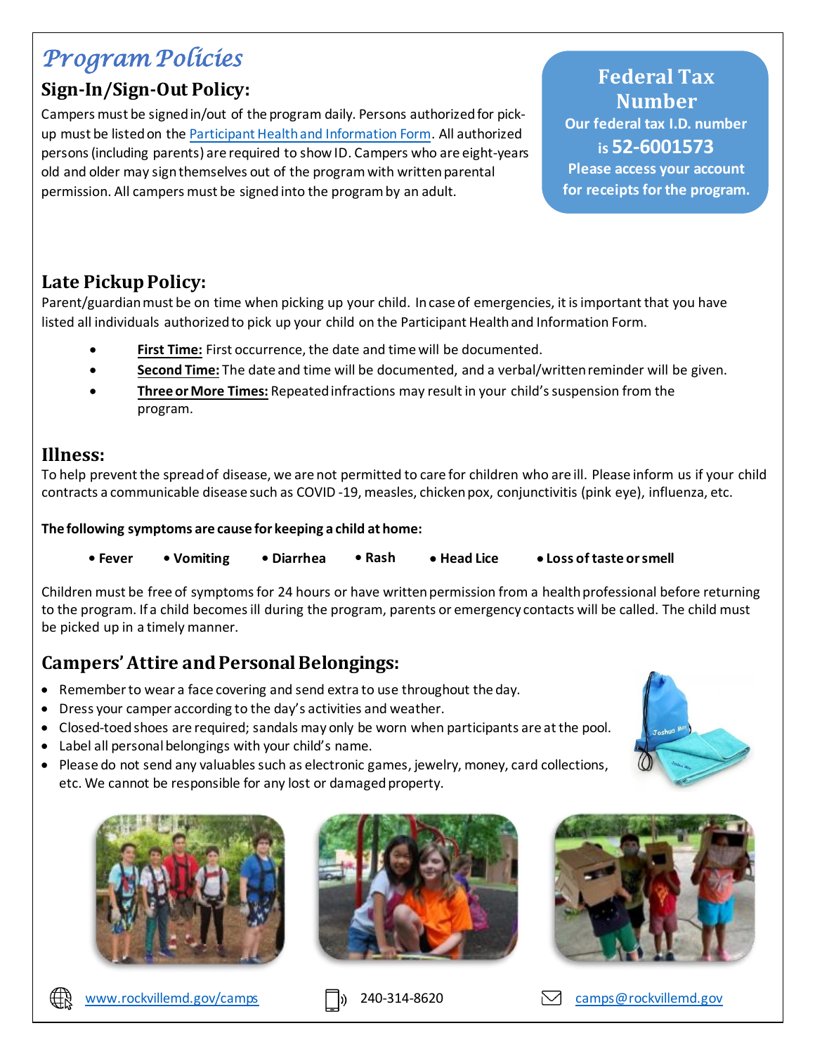# Program Policies

## Sign-In/Sign-Out Policy:

Campers must be signed in/out of the program daily. Persons authorized for pick-up must be listed on the Participant Health and Information Form. All authorized persons (including parents) are required to show ID. Campers who are eight-years old and older may sign themselves out of the program with written parental permission. All campers must be signed into the program by an adult.

## Federal Tax Number

**Our federal tax I.D. number is 52-6001573**

**Please access your account for receipts for the program.**

## Late Pickup Policy:

Parent/guardian must be on time when picking up your child. In case of emergencies, it is important that you have listed all individuals authorized to pick up your child on the Participant Health and Information Form.

- **First Time:** First occurrence, the date and time will be documented.
- **Second Time:** The date and time will be documented, and a verbal/written reminder will be given.
- **Three or More Times:** Repeated infractions may result in your child's suspension from the program.

## Illness:

To help prevent the spread of disease, we are not permitted to care for children who are ill. Please inform us if your child contracts a communicable disease such as COVID -19, measles, chicken pox, conjunctivitis (pink eye), influenza, etc.

**The following symptoms are cause for keeping a child at home:**

- **Fever**
- **Vomiting**
- **Diarrhea**
- **Rash**
- **Head Lice**
- **Loss of taste or smell**

Children must be free of symptoms for 24 hours or have written permission from a health professional before returning to the program. If a child becomes ill during the program, parents or emergency contacts will be called. The child must be picked up in a timely manner.

## Campers' Attire and Personal Belongings:

- Remember to wear a face covering and send extra to use throughout the day.
- Dress your camper according to the day's activities and weather.
- Closed-toed shoes are required; sandals may only be worn when participants are at the pool.
- Label all personal belongings with your child's name.
- Please do not send any valuables such as electronic games, jewelry, money, card collections, etc. We cannot be responsible for any lost or damaged property.

www.rockvillemd.gov/camps 240-314-8620 camps@rockvillemd.gov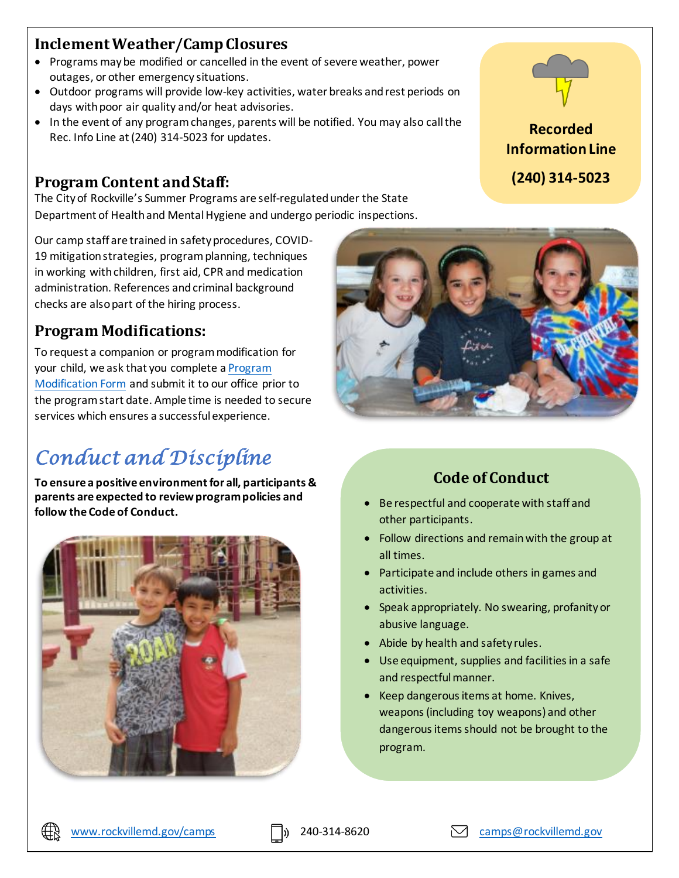## Inclement Weather/Camp Closures

- Programs may be modified or cancelled in the event of severe weather, power outages, or other emergency situations.
- Outdoor programs will provide low-key activities, water breaks and rest periods on days with poor air quality and/or heat advisories.
- In the event of any program changes, parents will be notified. You may also call the Rec. Info Line at (240) 314-5023 for updates.

**Recorded Information Line**

**(240) 314-5023**

## Program Content and Staff:

The City of Rockville's Summer Programs are self-regulated under the State Department of Health and Mental Hygiene and undergo periodic inspections.

Our camp staff are trained in safety procedures, COVID-19 mitigation strategies, program planning, techniques in working with children, first aid, CPR and medication administration. References and criminal background checks are also part of the hiring process.

## Program Modifications:

To request a companion or program modification for your child, we ask that you complete a [Program Modification Form] and submit it to our office prior to the program start date. Ample time is needed to secure services which ensures a successful experience.

# *Conduct and Discipline*

**To ensure a positive environment for all, participants & parents are expected to review program policies and follow the Code of Conduct.**

## Code of Conduct

- Be respectful and cooperate with staff and other participants.
- Follow directions and remain with the group at all times.
- Participate and include others in games and activities.
- Speak appropriately. No swearing, profanity or abusive language.
- Abide by health and safety rules.
- Use equipment, supplies and facilities in a safe and respectful manner.
- Keep dangerous items at home. Knives, weapons (including toy weapons) and other dangerous items should not be brought to the program.

www.rockvillemd.gov/camps 240-314-8620 camps@rockvillemd.gov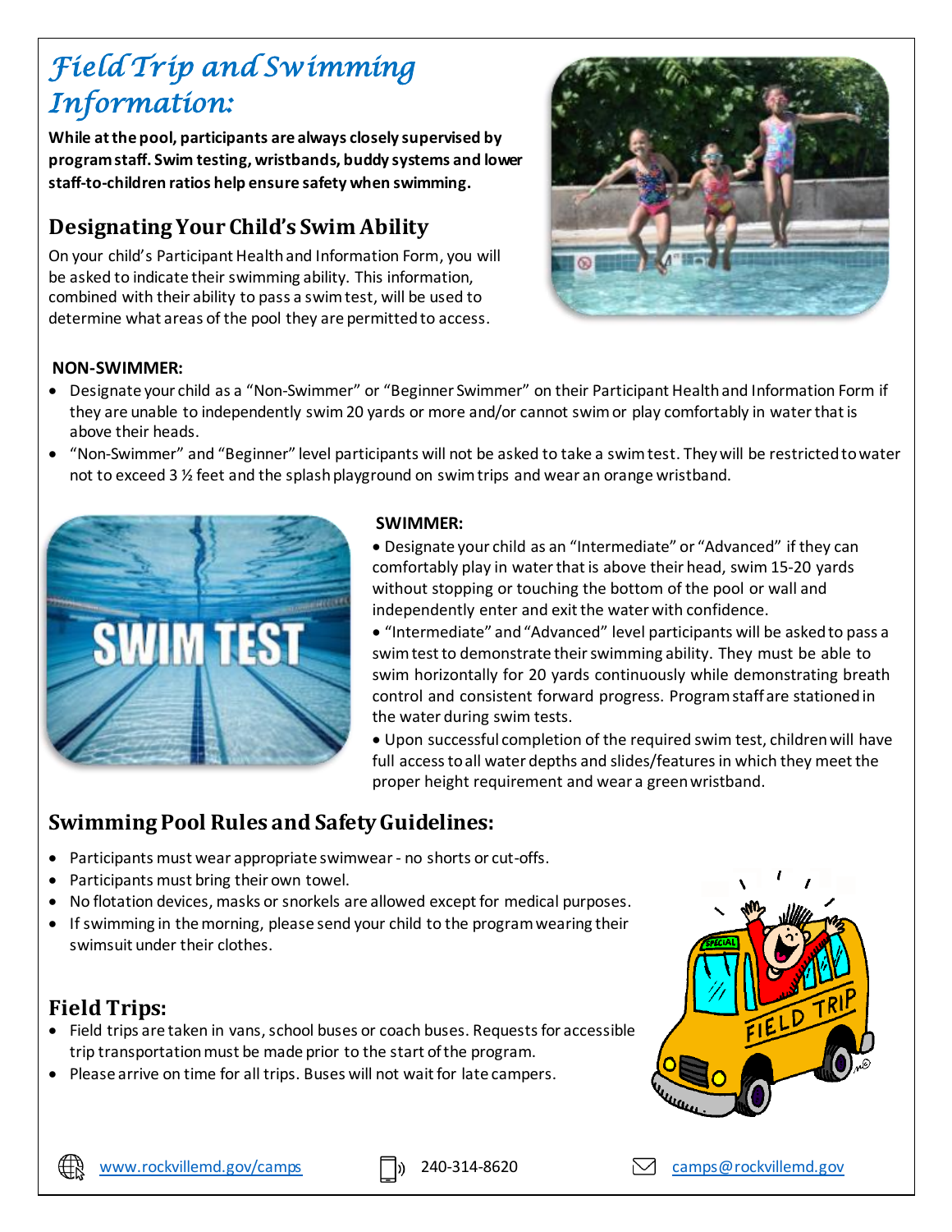# *Field Trip and Swimming Information:*

**While at the pool, participants are always closely supervised by program staff. Swim testing, wristbands, buddy systems and lower staff-to-children ratios help ensure safety when swimming.**

## Designating Your Child's Swim Ability

On your child's Participant Health and Information Form, you will be asked to indicate their swimming ability. This information, combined with their ability to pass a swim test, will be used to determine what areas of the pool they are permitted to access.

**NON-SWIMMER:**

- Designate your child as a "Non-Swimmer" or "Beginner Swimmer" on their Participant Health and Information Form if they are unable to independently swim 20 yards or more and/or cannot swim or play comfortably in water that is above their heads.
- "Non-Swimmer" and "Beginner" level participants will not be asked to take a swim test. They will be restricted to water not to exceed 3 ½ feet and the splash playground on swim trips and wear an orange wristband.

**SWIMMER:**

- Designate your child as an "Intermediate" or "Advanced" if they can comfortably play in water that is above their head, swim 15-20 yards without stopping or touching the bottom of the pool or wall and independently enter and exit the water with confidence.
- "Intermediate" and "Advanced" level participants will be asked to pass a swim test to demonstrate their swimming ability. They must be able to swim horizontally for 20 yards continuously while demonstrating breath control and consistent forward progress. Program staff are stationed in the water during swim tests.
- Upon successful completion of the required swim test, children will have full access to all water depths and slides/features in which they meet the proper height requirement and wear a green wristband.

## Swimming Pool Rules and Safety Guidelines:

- Participants must wear appropriate swimwear - no shorts or cut-offs.
- Participants must bring their own towel.
- No flotation devices, masks or snorkels are allowed except for medical purposes.
- If swimming in the morning, please send your child to the program wearing their swimsuit under their clothes.

## Field Trips:

- Field trips are taken in vans, school buses or coach buses. Requests for accessible trip transportation must be made prior to the start of the program.
- Please arrive on time for all trips. Buses will not wait for late campers.

www.rockvillemd.gov/camps | 240-314-8620 | camps@rockvillemd.gov